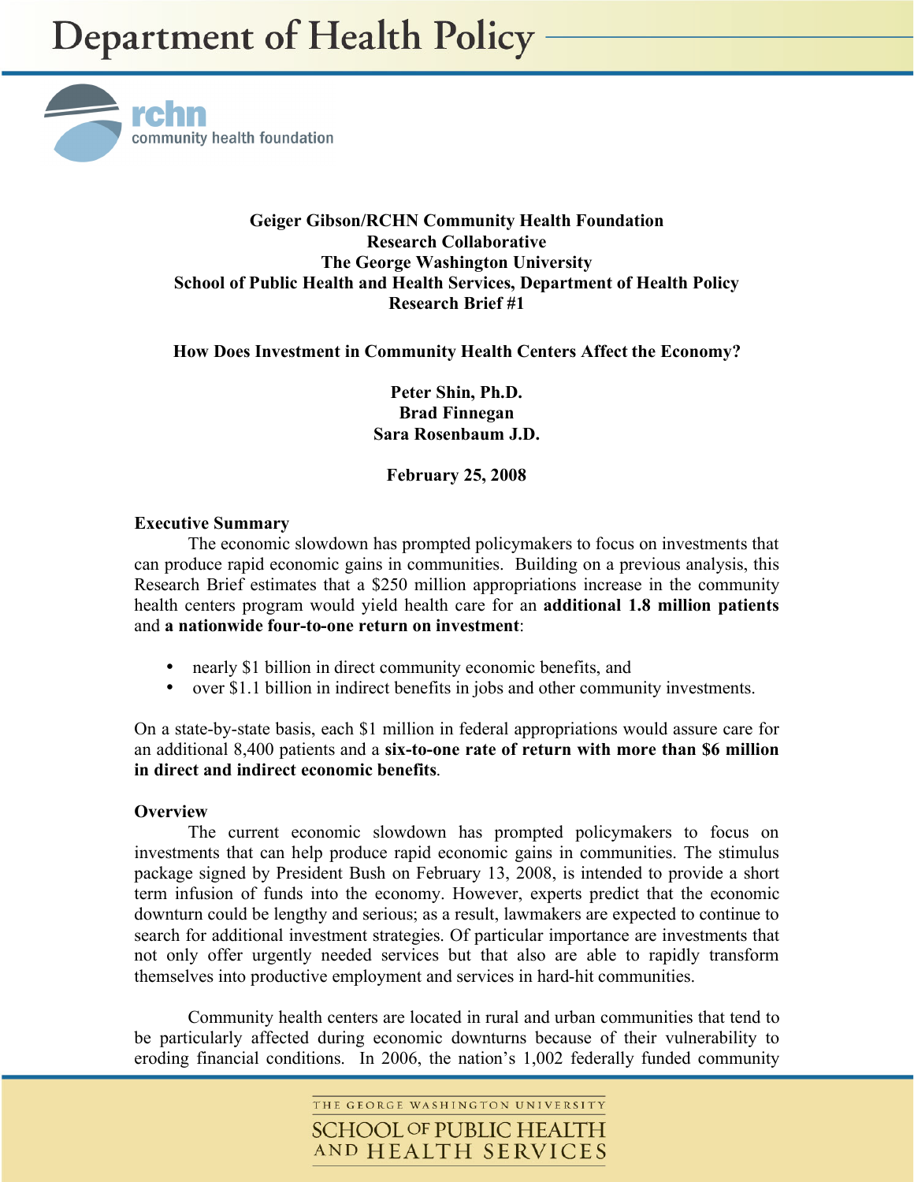# Department of Health Policy

rchn community health foundation

**Geiger Gibson/RCHN Community Health Foundation Research Collaborative**
**The George Washington University**
**School of Public Health and Health Services, Department of Health Policy**
**Research Brief #1**

## How Does Investment in Community Health Centers Affect the Economy?

**Peter Shin, Ph.D.**
**Brad Finnegan**
**Sara Rosenbaum J.D.**

**February 25, 2008**

### Executive Summary

The economic slowdown has prompted policymakers to focus on investments that can produce rapid economic gains in communities. Building on a previous analysis, this Research Brief estimates that a $250 million appropriations increase in the community health centers program would yield health care for an **additional 1.8 million patients** and **a nationwide four-to-one return on investment**:

- nearly $1 billion in direct community economic benefits, and
- over $1.1 billion in indirect benefits in jobs and other community investments.

On a state-by-state basis, each $1 million in federal appropriations would assure care for an additional 8,400 patients and a **six-to-one rate of return with more than $6 million in direct and indirect economic benefits**.

### Overview

The current economic slowdown has prompted policymakers to focus on investments that can help produce rapid economic gains in communities. The stimulus package signed by President Bush on February 13, 2008, is intended to provide a short term infusion of funds into the economy. However, experts predict that the economic downturn could be lengthy and serious; as a result, lawmakers are expected to continue to search for additional investment strategies. Of particular importance are investments that not only offer urgently needed services but that also are able to rapidly transform themselves into productive employment and services in hard-hit communities.

Community health centers are located in rural and urban communities that tend to be particularly affected during economic downturns because of their vulnerability to eroding financial conditions. In 2006, the nation's 1,002 federally funded community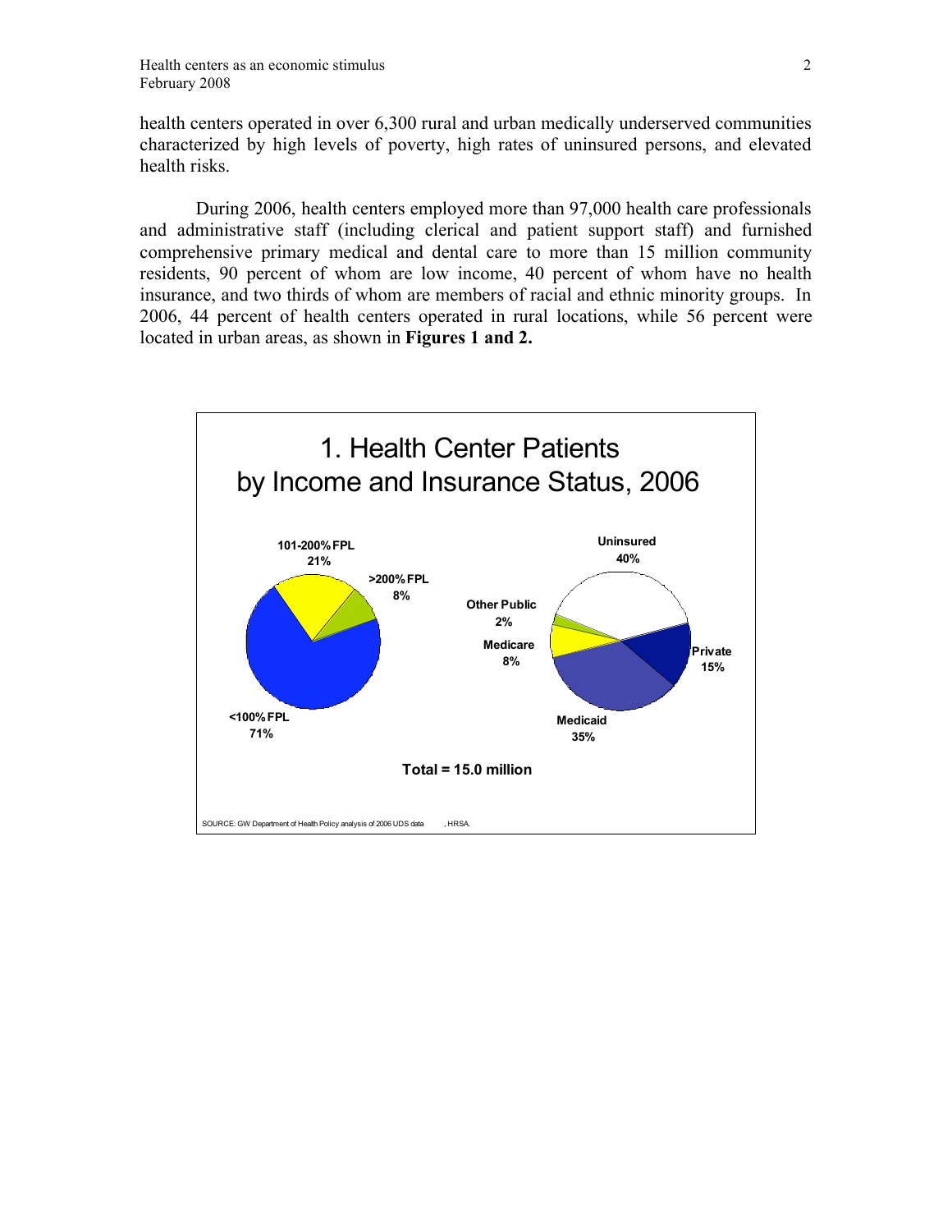health centers operated in over 6,300 rural and urban medically underserved communities characterized by high levels of poverty, high rates of uninsured persons, and elevated health risks.

During 2006, health centers employed more than 97,000 health care professionals and administrative staff (including clerical and patient support staff) and furnished comprehensive primary medical and dental care to more than 15 million community residents, 90 percent of whom are low income, 40 percent of whom have no health insurance, and two thirds of whom are members of racial and ethnic minority groups. In 2006, 44 percent of health centers operated in rural locations, while 56 percent were located in urban areas, as shown in **Figures 1 and 2.**

1. Health Center Patients by Income and Insurance Status, 2006

| Income | Percent |
| --- | --- |
| <100% FPL | 71% |
| 101-200% FPL | 21% |
| >200% FPL | 8% |

| Insurance Status | Percent |
| --- | --- |
| Uninsured | 40% |
| Private | 15% |
| Medicaid | 35% |
| Medicare | 8% |
| Other Public | 2% |

**Total = 15.0 million**

SOURCE: GW Department of Health Policy analysis of 2006 UDS data , HRSA.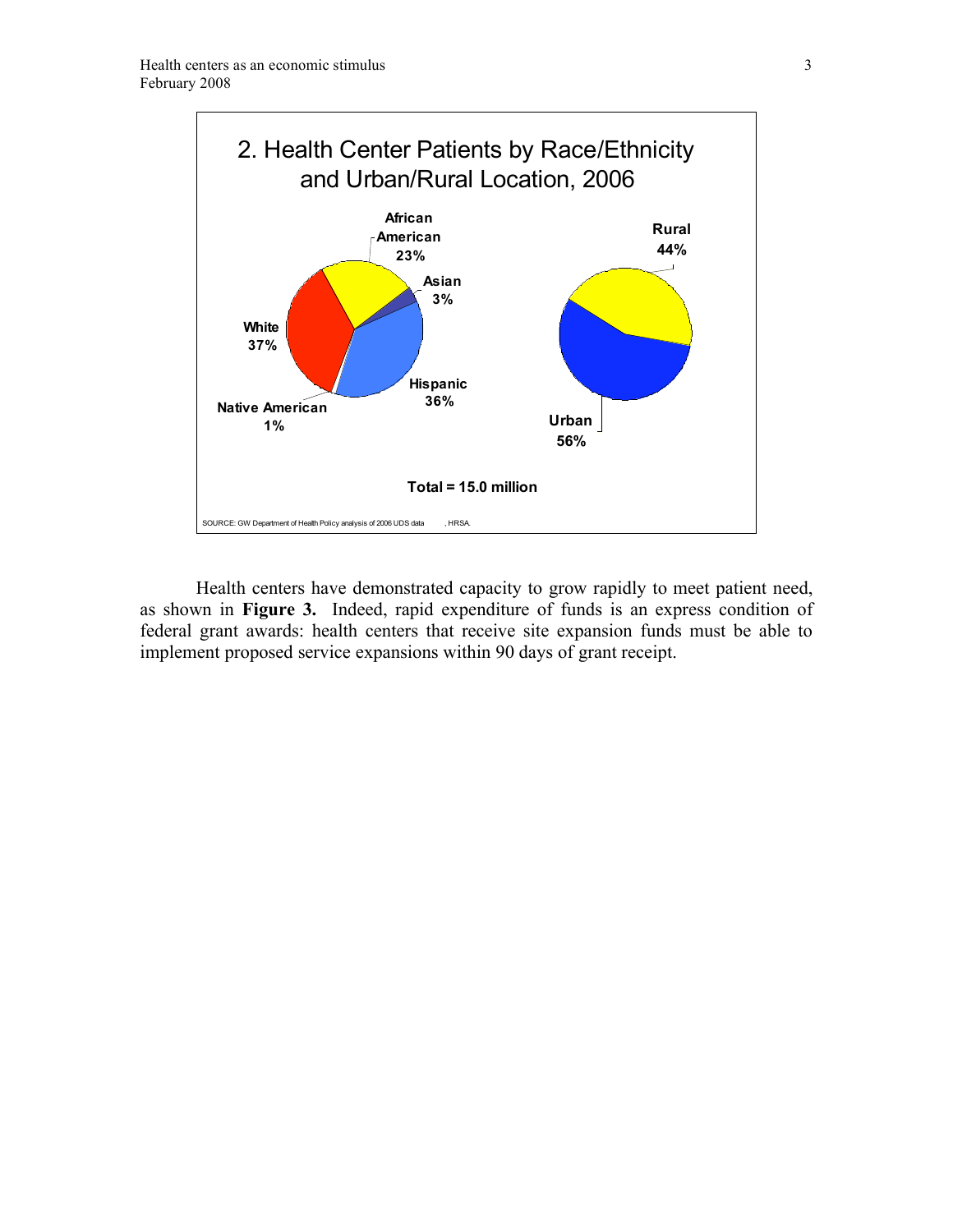## 2. Health Center Patients by Race/Ethnicity and Urban/Rural Location, 2006

| Race/Ethnicity | Percent |
|---|---|
| African American | 23% |
| Asian | 3% |
| Hispanic | 36% |
| Native American | 1% |
| White | 37% |

| Location | Percent |
|---|---|
| Rural | 44% |
| Urban | 56% |

**Total = 15.0 million**

SOURCE: GW Department of Health Policy analysis of 2006 UDS data , HRSA.

Health centers have demonstrated capacity to grow rapidly to meet patient need, as shown in **Figure 3.** Indeed, rapid expenditure of funds is an express condition of federal grant awards: health centers that receive site expansion funds must be able to implement proposed service expansions within 90 days of grant receipt.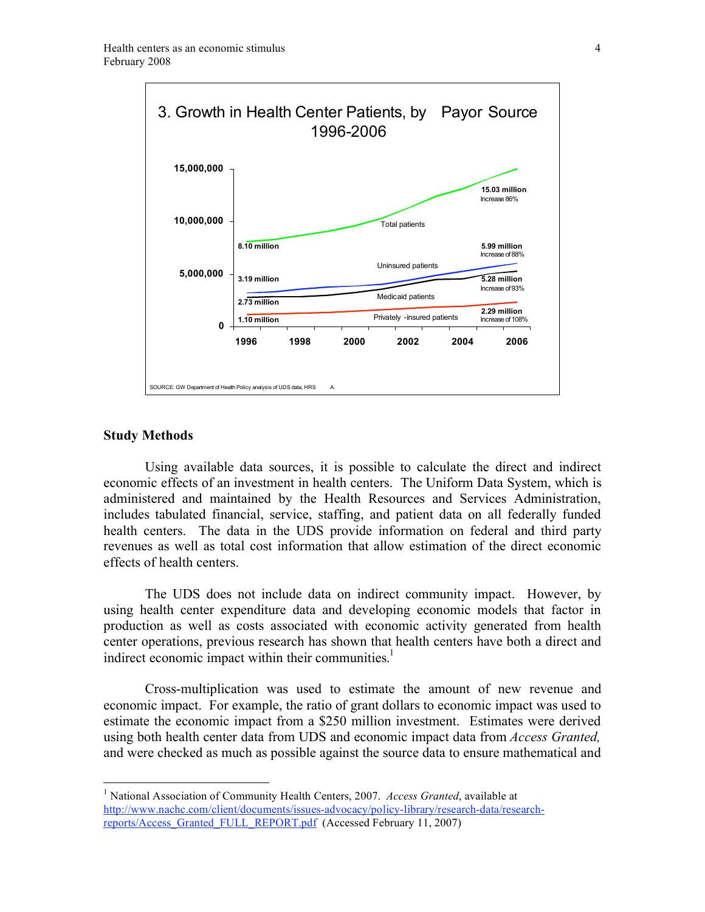**3. Growth in Health Center Patients, by Payor Source 1996-2006**

| | 1996 | 2006 | Increase |
|---|---|---|---|
| Total patients | 8.10 million | 15.03 million | Increase 86% |
| Uninsured patients | 3.19 million | 5.99 million | Increase of 88% |
| Medicaid patients | 2.73 million | 5.28 million | Increase of 93% |
| Privately -insured patients | 1.10 million | 2.29 million | Increase of 108% |

SOURCE: GW Department of Health Policy analysis of UDS data, HRSA.

## Study Methods

Using available data sources, it is possible to calculate the direct and indirect economic effects of an investment in health centers. The Uniform Data System, which is administered and maintained by the Health Resources and Services Administration, includes tabulated financial, service, staffing, and patient data on all federally funded health centers. The data in the UDS provide information on federal and third party revenues as well as total cost information that allow estimation of the direct economic effects of health centers.

The UDS does not include data on indirect community impact. However, by using health center expenditure data and developing economic models that factor in production as well as costs associated with economic activity generated from health center operations, previous research has shown that health centers have both a direct and indirect economic impact within their communities.[1]

Cross-multiplication was used to estimate the amount of new revenue and economic impact. For example, the ratio of grant dollars to economic impact was used to estimate the economic impact from a $250 million investment. Estimates were derived using both health center data from UDS and economic impact data from *Access Granted,* and were checked as much as possible against the source data to ensure mathematical and

---

[1] National Association of Community Health Centers, 2007. *Access Granted*, available at http://www.nachc.com/client/documents/issues-advocacy/policy-library/research-data/research-reports/Access_Granted_FULL_REPORT.pdf (Accessed February 11, 2007)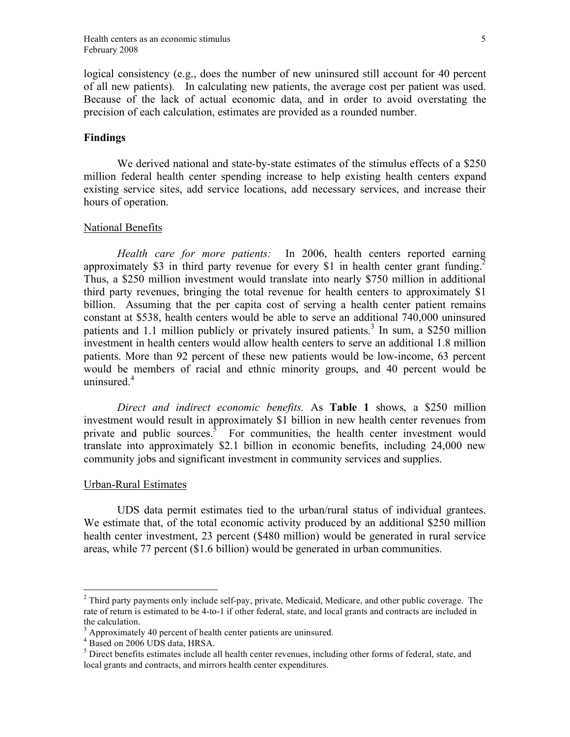logical consistency (e.g., does the number of new uninsured still account for 40 percent of all new patients). In calculating new patients, the average cost per patient was used. Because of the lack of actual economic data, and in order to avoid overstating the precision of each calculation, estimates are provided as a rounded number.

## Findings

We derived national and state-by-state estimates of the stimulus effects of a $250 million federal health center spending increase to help existing health centers expand existing service sites, add service locations, add necessary services, and increase their hours of operation.

### National Benefits

*Health care for more patients:* In 2006, health centers reported earning approximately $3 in third party revenue for every $1 in health center grant funding.[2] Thus, a $250 million investment would translate into nearly $750 million in additional third party revenues, bringing the total revenue for health centers to approximately $1 billion. Assuming that the per capita cost of serving a health center patient remains constant at $538, health centers would be able to serve an additional 740,000 uninsured patients and 1.1 million publicly or privately insured patients.[3] In sum, a $250 million investment in health centers would allow health centers to serve an additional 1.8 million patients. More than 92 percent of these new patients would be low-income, 63 percent would be members of racial and ethnic minority groups, and 40 percent would be uninsured.[4]

*Direct and indirect economic benefits.* As **Table 1** shows, a $250 million investment would result in approximately $1 billion in new health center revenues from private and public sources.[5] For communities, the health center investment would translate into approximately $2.1 billion in economic benefits, including 24,000 new community jobs and significant investment in community services and supplies.

### Urban-Rural Estimates

UDS data permit estimates tied to the urban/rural status of individual grantees. We estimate that, of the total economic activity produced by an additional $250 million health center investment, 23 percent ($480 million) would be generated in rural service areas, while 77 percent ($1.6 billion) would be generated in urban communities.

---

[2] Third party payments only include self-pay, private, Medicaid, Medicare, and other public coverage. The rate of return is estimated to be 4-to-1 if other federal, state, and local grants and contracts are included in the calculation.

[3] Approximately 40 percent of health center patients are uninsured.

[4] Based on 2006 UDS data, HRSA.

[5] Direct benefits estimates include all health center revenues, including other forms of federal, state, and local grants and contracts, and mirrors health center expenditures.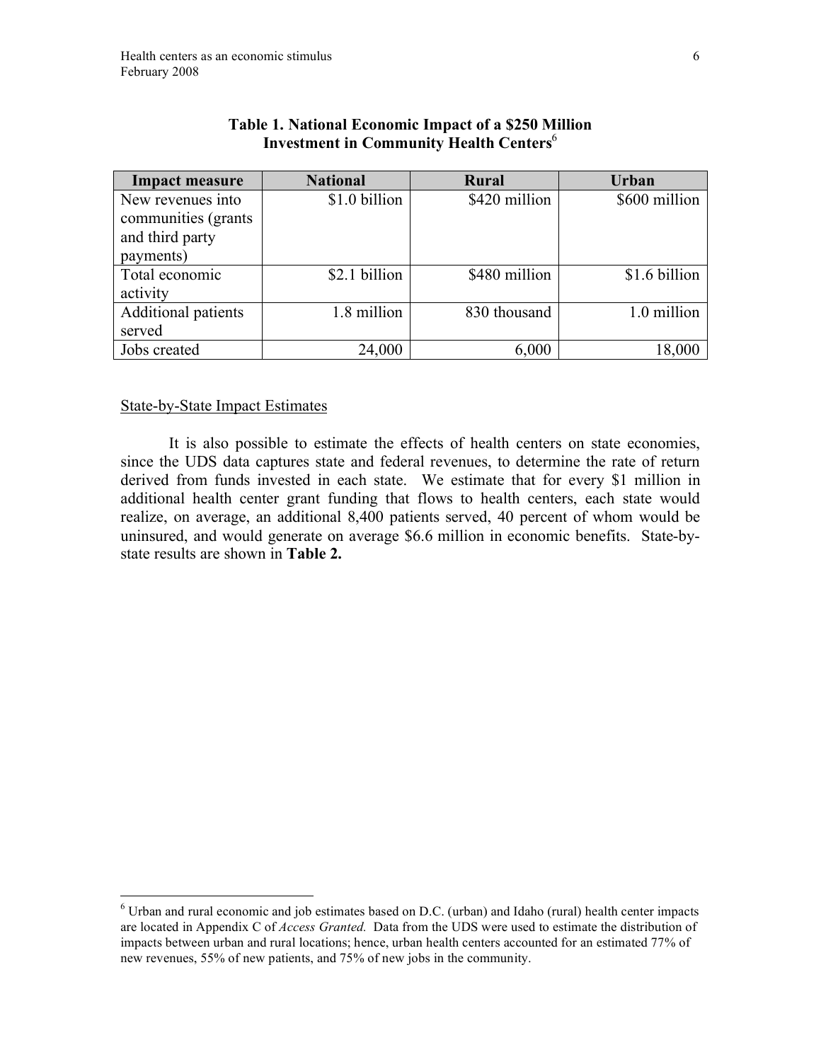**Table 1. National Economic Impact of a $250 Million Investment in Community Health Centers**[6]

| Impact measure | National | Rural | Urban |
|---|---|---|---|
| New revenues into communities (grants and third party payments) | $1.0 billion | $420 million | $600 million |
| Total economic activity | $2.1 billion | $480 million | $1.6 billion |
| Additional patients served | 1.8 million | 830 thousand | 1.0 million |
| Jobs created | 24,000 | 6,000 | 18,000 |

State-by-State Impact Estimates

It is also possible to estimate the effects of health centers on state economies, since the UDS data captures state and federal revenues, to determine the rate of return derived from funds invested in each state. We estimate that for every $1 million in additional health center grant funding that flows to health centers, each state would realize, on average, an additional 8,400 patients served, 40 percent of whom would be uninsured, and would generate on average $6.6 million in economic benefits. State-by-state results are shown in **Table 2.**

[6] Urban and rural economic and job estimates based on D.C. (urban) and Idaho (rural) health center impacts are located in Appendix C of *Access Granted.* Data from the UDS were used to estimate the distribution of impacts between urban and rural locations; hence, urban health centers accounted for an estimated 77% of new revenues, 55% of new patients, and 75% of new jobs in the community.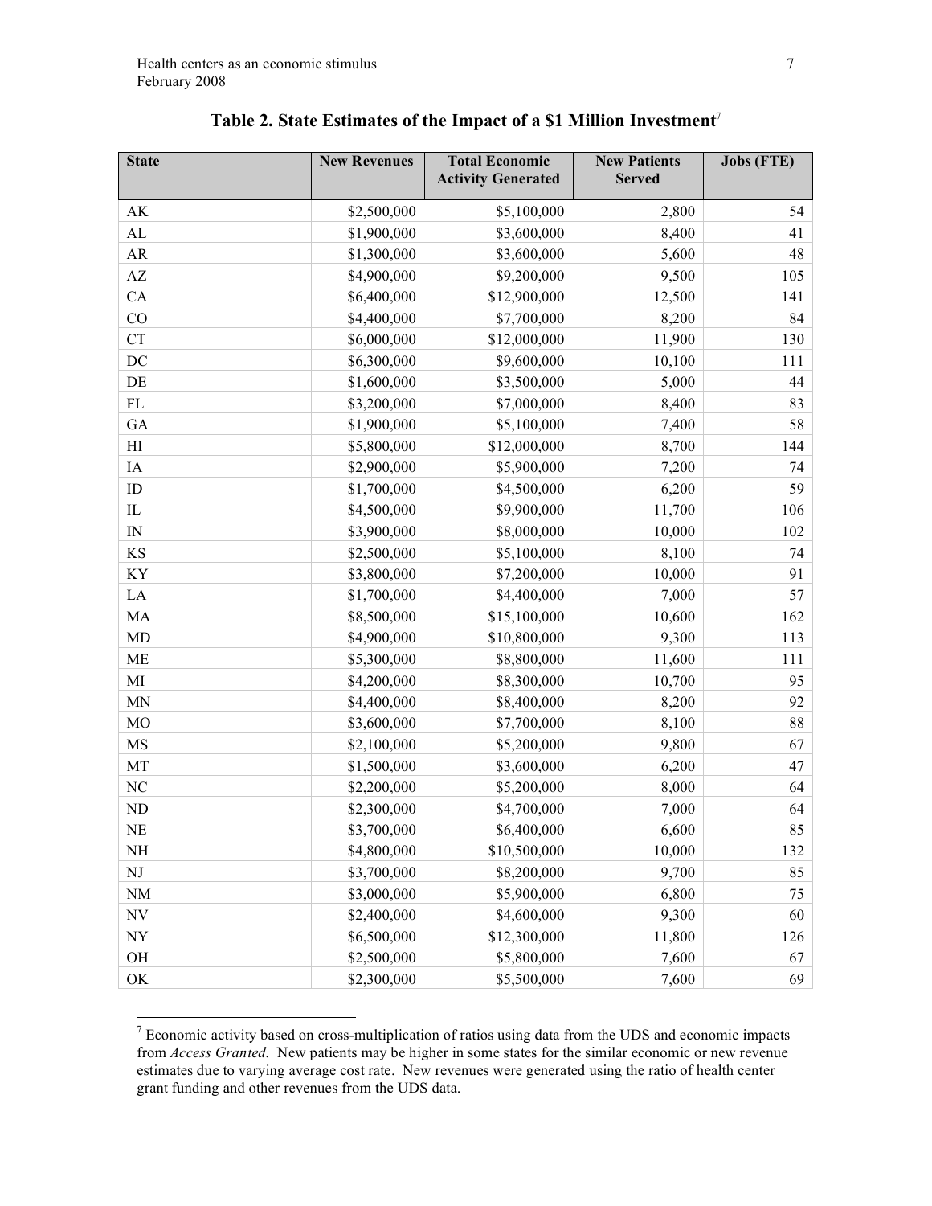**Table 2. State Estimates of the Impact of a $1 Million Investment**[7]

| State | New Revenues | Total Economic Activity Generated | New Patients Served | Jobs (FTE) |
|---|---|---|---|---|
| AK | $2,500,000 | $5,100,000 | 2,800 | 54 |
| AL | $1,900,000 | $3,600,000 | 8,400 | 41 |
| AR | $1,300,000 | $3,600,000 | 5,600 | 48 |
| AZ | $4,900,000 | $9,200,000 | 9,500 | 105 |
| CA | $6,400,000 | $12,900,000 | 12,500 | 141 |
| CO | $4,400,000 | $7,700,000 | 8,200 | 84 |
| CT | $6,000,000 | $12,000,000 | 11,900 | 130 |
| DC | $6,300,000 | $9,600,000 | 10,100 | 111 |
| DE | $1,600,000 | $3,500,000 | 5,000 | 44 |
| FL | $3,200,000 | $7,000,000 | 8,400 | 83 |
| GA | $1,900,000 | $5,100,000 | 7,400 | 58 |
| HI | $5,800,000 | $12,000,000 | 8,700 | 144 |
| IA | $2,900,000 | $5,900,000 | 7,200 | 74 |
| ID | $1,700,000 | $4,500,000 | 6,200 | 59 |
| IL | $4,500,000 | $9,900,000 | 11,700 | 106 |
| IN | $3,900,000 | $8,000,000 | 10,000 | 102 |
| KS | $2,500,000 | $5,100,000 | 8,100 | 74 |
| KY | $3,800,000 | $7,200,000 | 10,000 | 91 |
| LA | $1,700,000 | $4,400,000 | 7,000 | 57 |
| MA | $8,500,000 | $15,100,000 | 10,600 | 162 |
| MD | $4,900,000 | $10,800,000 | 9,300 | 113 |
| ME | $5,300,000 | $8,800,000 | 11,600 | 111 |
| MI | $4,200,000 | $8,300,000 | 10,700 | 95 |
| MN | $4,400,000 | $8,400,000 | 8,200 | 92 |
| MO | $3,600,000 | $7,700,000 | 8,100 | 88 |
| MS | $2,100,000 | $5,200,000 | 9,800 | 67 |
| MT | $1,500,000 | $3,600,000 | 6,200 | 47 |
| NC | $2,200,000 | $5,200,000 | 8,000 | 64 |
| ND | $2,300,000 | $4,700,000 | 7,000 | 64 |
| NE | $3,700,000 | $6,400,000 | 6,600 | 85 |
| NH | $4,800,000 | $10,500,000 | 10,000 | 132 |
| NJ | $3,700,000 | $8,200,000 | 9,700 | 85 |
| NM | $3,000,000 | $5,900,000 | 6,800 | 75 |
| NV | $2,400,000 | $4,600,000 | 9,300 | 60 |
| NY | $6,500,000 | $12,300,000 | 11,800 | 126 |
| OH | $2,500,000 | $5,800,000 | 7,600 | 67 |
| OK | $2,300,000 | $5,500,000 | 7,600 | 69 |

[7] Economic activity based on cross-multiplication of ratios using data from the UDS and economic impacts from *Access Granted.* New patients may be higher in some states for the similar economic or new revenue estimates due to varying average cost rate. New revenues were generated using the ratio of health center grant funding and other revenues from the UDS data.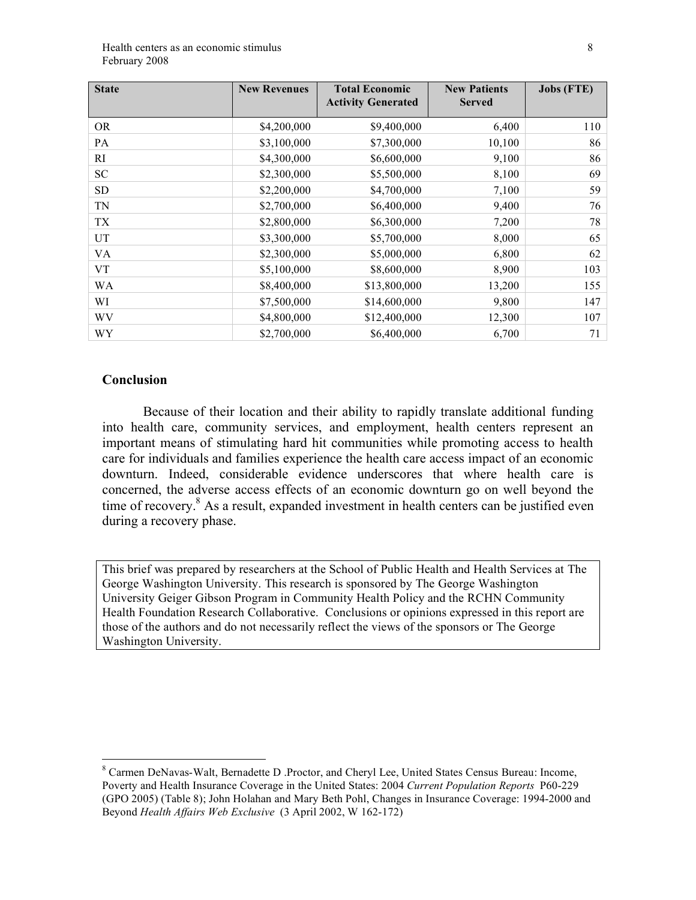| State | New Revenues | Total Economic Activity Generated | New Patients Served | Jobs (FTE) |
|---|---|---|---|---|
| OR | $4,200,000 | $9,400,000 | 6,400 | 110 |
| PA | $3,100,000 | $7,300,000 | 10,100 | 86 |
| RI | $4,300,000 | $6,600,000 | 9,100 | 86 |
| SC | $2,300,000 | $5,500,000 | 8,100 | 69 |
| SD | $2,200,000 | $4,700,000 | 7,100 | 59 |
| TN | $2,700,000 | $6,400,000 | 9,400 | 76 |
| TX | $2,800,000 | $6,300,000 | 7,200 | 78 |
| UT | $3,300,000 | $5,700,000 | 8,000 | 65 |
| VA | $2,300,000 | $5,000,000 | 6,800 | 62 |
| VT | $5,100,000 | $8,600,000 | 8,900 | 103 |
| WA | $8,400,000 | $13,800,000 | 13,200 | 155 |
| WI | $7,500,000 | $14,600,000 | 9,800 | 147 |
| WV | $4,800,000 | $12,400,000 | 12,300 | 107 |
| WY | $2,700,000 | $6,400,000 | 6,700 | 71 |

## Conclusion

Because of their location and their ability to rapidly translate additional funding into health care, community services, and employment, health centers represent an important means of stimulating hard hit communities while promoting access to health care for individuals and families experience the health care access impact of an economic downturn. Indeed, considerable evidence underscores that where health care is concerned, the adverse access effects of an economic downturn go on well beyond the time of recovery.[8] As a result, expanded investment in health centers can be justified even during a recovery phase.

This brief was prepared by researchers at the School of Public Health and Health Services at The George Washington University. This research is sponsored by The George Washington University Geiger Gibson Program in Community Health Policy and the RCHN Community Health Foundation Research Collaborative. Conclusions or opinions expressed in this report are those of the authors and do not necessarily reflect the views of the sponsors or The George Washington University.

[8] Carmen DeNavas-Walt, Bernadette D .Proctor, and Cheryl Lee, United States Census Bureau: Income, Poverty and Health Insurance Coverage in the United States: 2004 *Current Population Reports* P60-229 (GPO 2005) (Table 8); John Holahan and Mary Beth Pohl, Changes in Insurance Coverage: 1994-2000 and Beyond *Health Affairs Web Exclusive* (3 April 2002, W 162-172)